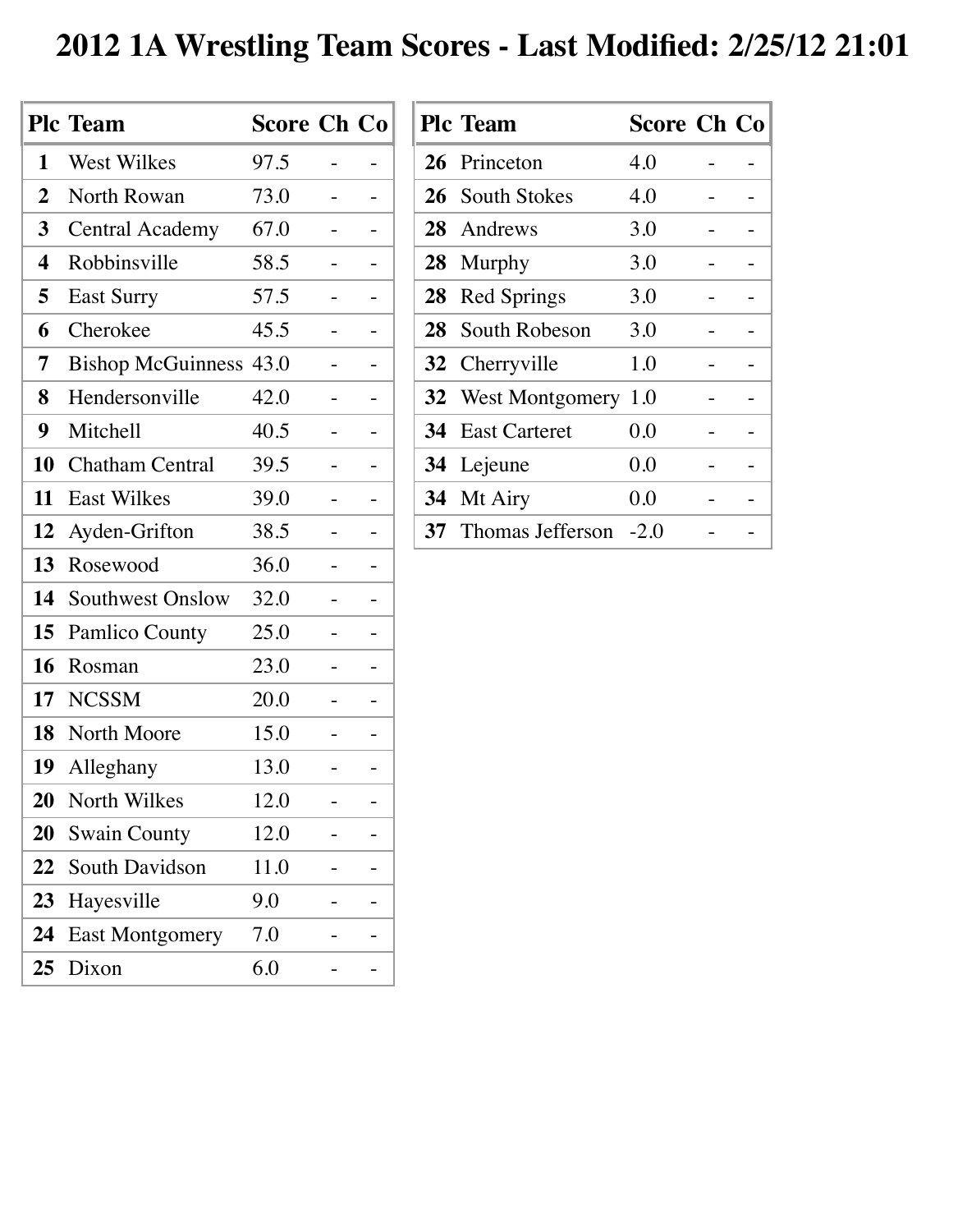# 2012 1A Wrestling Team Scores - Last Modified: 2/25/12 21:01

| Plc | Team | Score | Ch | Co |
|---|---|---|---|---|
| 1 | West Wilkes | 97.5 | - | - |
| 2 | North Rowan | 73.0 | - | - |
| 3 | Central Academy | 67.0 | - | - |
| 4 | Robbinsville | 58.5 | - | - |
| 5 | East Surry | 57.5 | - | - |
| 6 | Cherokee | 45.5 | - | - |
| 7 | Bishop McGuinness | 43.0 | - | - |
| 8 | Hendersonville | 42.0 | - | - |
| 9 | Mitchell | 40.5 | - | - |
| 10 | Chatham Central | 39.5 | - | - |
| 11 | East Wilkes | 39.0 | - | - |
| 12 | Ayden-Grifton | 38.5 | - | - |
| 13 | Rosewood | 36.0 | - | - |
| 14 | Southwest Onslow | 32.0 | - | - |
| 15 | Pamlico County | 25.0 | - | - |
| 16 | Rosman | 23.0 | - | - |
| 17 | NCSSM | 20.0 | - | - |
| 18 | North Moore | 15.0 | - | - |
| 19 | Alleghany | 13.0 | - | - |
| 20 | North Wilkes | 12.0 | - | - |
| 20 | Swain County | 12.0 | - | - |
| 22 | South Davidson | 11.0 | - | - |
| 23 | Hayesville | 9.0 | - | - |
| 24 | East Montgomery | 7.0 | - | - |
| 25 | Dixon | 6.0 | - | - |
| 26 | Princeton | 4.0 | - | - |
| 26 | South Stokes | 4.0 | - | - |
| 28 | Andrews | 3.0 | - | - |
| 28 | Murphy | 3.0 | - | - |
| 28 | Red Springs | 3.0 | - | - |
| 28 | South Robeson | 3.0 | - | - |
| 32 | Cherryville | 1.0 | - | - |
| 32 | West Montgomery | 1.0 | - | - |
| 34 | East Carteret | 0.0 | - | - |
| 34 | Lejeune | 0.0 | - | - |
| 34 | Mt Airy | 0.0 | - | - |
| 37 | Thomas Jefferson | -2.0 | - | - |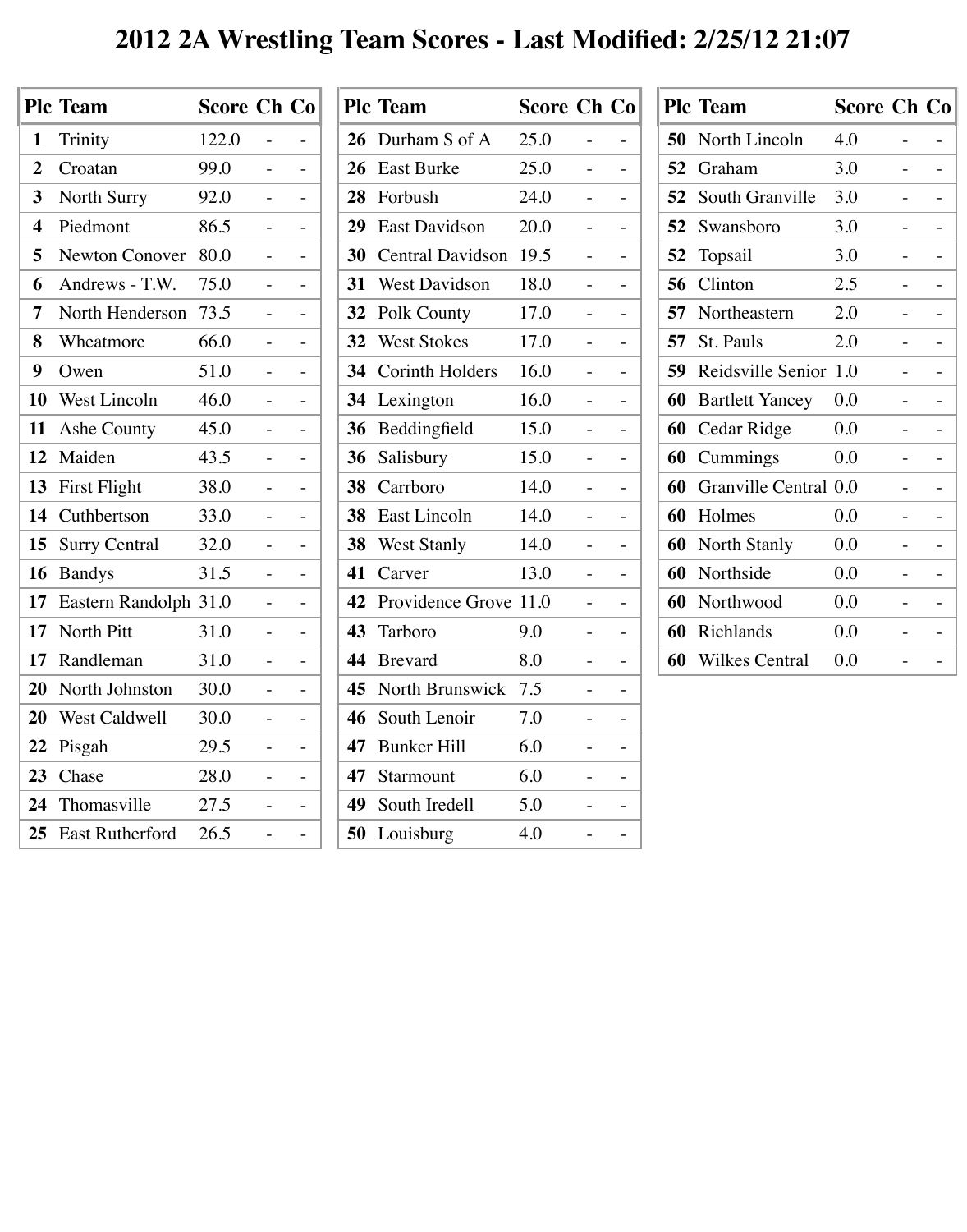# 2012 2A Wrestling Team Scores - Last Modified: 2/25/12 21:07

| Plc | Team | Score | Ch | Co |
|---|---|---|---|---|
| 1 | Trinity | 122.0 | - | - |
| 2 | Croatan | 99.0 | - | - |
| 3 | North Surry | 92.0 | - | - |
| 4 | Piedmont | 86.5 | - | - |
| 5 | Newton Conover | 80.0 | - | - |
| 6 | Andrews - T.W. | 75.0 | - | - |
| 7 | North Henderson | 73.5 | - | - |
| 8 | Wheatmore | 66.0 | - | - |
| 9 | Owen | 51.0 | - | - |
| 10 | West Lincoln | 46.0 | - | - |
| 11 | Ashe County | 45.0 | - | - |
| 12 | Maiden | 43.5 | - | - |
| 13 | First Flight | 38.0 | - | - |
| 14 | Cuthbertson | 33.0 | - | - |
| 15 | Surry Central | 32.0 | - | - |
| 16 | Bandys | 31.5 | - | - |
| 17 | Eastern Randolph | 31.0 | - | - |
| 17 | North Pitt | 31.0 | - | - |
| 17 | Randleman | 31.0 | - | - |
| 20 | North Johnston | 30.0 | - | - |
| 20 | West Caldwell | 30.0 | - | - |
| 22 | Pisgah | 29.5 | - | - |
| 23 | Chase | 28.0 | - | - |
| 24 | Thomasville | 27.5 | - | - |
| 25 | East Rutherford | 26.5 | - | - |
| 26 | Durham S of A | 25.0 | - | - |
| 26 | East Burke | 25.0 | - | - |
| 28 | Forbush | 24.0 | - | - |
| 29 | East Davidson | 20.0 | - | - |
| 30 | Central Davidson | 19.5 | - | - |
| 31 | West Davidson | 18.0 | - | - |
| 32 | Polk County | 17.0 | - | - |
| 32 | West Stokes | 17.0 | - | - |
| 34 | Corinth Holders | 16.0 | - | - |
| 34 | Lexington | 16.0 | - | - |
| 36 | Beddingfield | 15.0 | - | - |
| 36 | Salisbury | 15.0 | - | - |
| 38 | Carrboro | 14.0 | - | - |
| 38 | East Lincoln | 14.0 | - | - |
| 38 | West Stanly | 14.0 | - | - |
| 41 | Carver | 13.0 | - | - |
| 42 | Providence Grove | 11.0 | - | - |
| 43 | Tarboro | 9.0 | - | - |
| 44 | Brevard | 8.0 | - | - |
| 45 | North Brunswick | 7.5 | - | - |
| 46 | South Lenoir | 7.0 | - | - |
| 47 | Bunker Hill | 6.0 | - | - |
| 47 | Starmount | 6.0 | - | - |
| 49 | South Iredell | 5.0 | - | - |
| 50 | Louisburg | 4.0 | - | - |
| 50 | North Lincoln | 4.0 | - | - |
| 52 | Graham | 3.0 | - | - |
| 52 | South Granville | 3.0 | - | - |
| 52 | Swansboro | 3.0 | - | - |
| 52 | Topsail | 3.0 | - | - |
| 56 | Clinton | 2.5 | - | - |
| 57 | Northeastern | 2.0 | - | - |
| 57 | St. Pauls | 2.0 | - | - |
| 59 | Reidsville Senior | 1.0 | - | - |
| 60 | Bartlett Yancey | 0.0 | - | - |
| 60 | Cedar Ridge | 0.0 | - | - |
| 60 | Cummings | 0.0 | - | - |
| 60 | Granville Central | 0.0 | - | - |
| 60 | Holmes | 0.0 | - | - |
| 60 | North Stanly | 0.0 | - | - |
| 60 | Northside | 0.0 | - | - |
| 60 | Northwood | 0.0 | - | - |
| 60 | Richlands | 0.0 | - | - |
| 60 | Wilkes Central | 0.0 | - | - |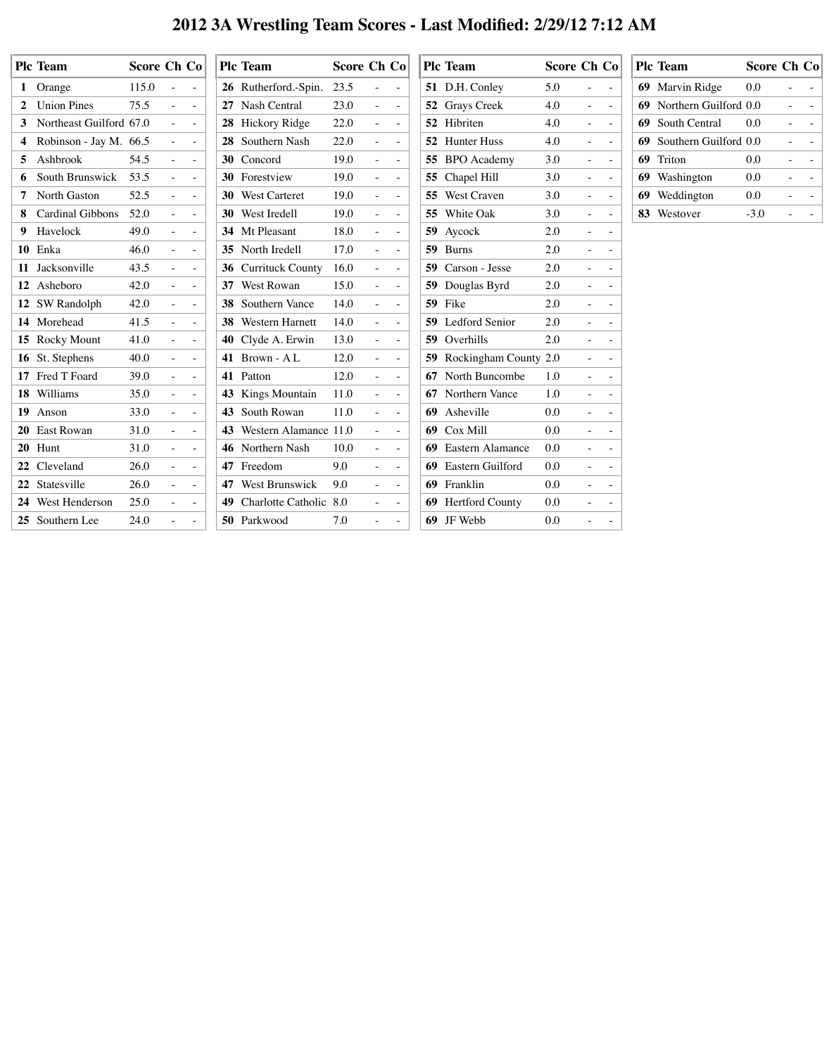# 2012 3A Wrestling Team Scores - Last Modified: 2/29/12 7:12 AM

| Plc | Team | Score | Ch | Co |
|---|---|---|---|---|
| 1 | Orange | 115.0 | - | - |
| 2 | Union Pines | 75.5 | - | - |
| 3 | Northeast Guilford | 67.0 | - | - |
| 4 | Robinson - Jay M. | 66.5 | - | - |
| 5 | Ashbrook | 54.5 | - | - |
| 6 | South Brunswick | 53.5 | - | - |
| 7 | North Gaston | 52.5 | - | - |
| 8 | Cardinal Gibbons | 52.0 | - | - |
| 9 | Havelock | 49.0 | - | - |
| 10 | Enka | 46.0 | - | - |
| 11 | Jacksonville | 43.5 | - | - |
| 12 | Asheboro | 42.0 | - | - |
| 12 | SW Randolph | 42.0 | - | - |
| 14 | Morehead | 41.5 | - | - |
| 15 | Rocky Mount | 41.0 | - | - |
| 16 | St. Stephens | 40.0 | - | - |
| 17 | Fred T Foard | 39.0 | - | - |
| 18 | Williams | 35.0 | - | - |
| 19 | Anson | 33.0 | - | - |
| 20 | East Rowan | 31.0 | - | - |
| 20 | Hunt | 31.0 | - | - |
| 22 | Cleveland | 26.0 | - | - |
| 22 | Statesville | 26.0 | - | - |
| 24 | West Henderson | 25.0 | - | - |
| 25 | Southern Lee | 24.0 | - | - |
| 26 | Rutherford.-Spin. | 23.5 | - | - |
| 27 | Nash Central | 23.0 | - | - |
| 28 | Hickory Ridge | 22.0 | - | - |
| 28 | Southern Nash | 22.0 | - | - |
| 30 | Concord | 19.0 | - | - |
| 30 | Forestview | 19.0 | - | - |
| 30 | West Carteret | 19.0 | - | - |
| 30 | West Iredell | 19.0 | - | - |
| 34 | Mt Pleasant | 18.0 | - | - |
| 35 | North Iredell | 17.0 | - | - |
| 36 | Currituck County | 16.0 | - | - |
| 37 | West Rowan | 15.0 | - | - |
| 38 | Southern Vance | 14.0 | - | - |
| 38 | Western Harnett | 14.0 | - | - |
| 40 | Clyde A. Erwin | 13.0 | - | - |
| 41 | Brown - A L | 12.0 | - | - |
| 41 | Patton | 12.0 | - | - |
| 43 | Kings Mountain | 11.0 | - | - |
| 43 | South Rowan | 11.0 | - | - |
| 43 | Western Alamance | 11.0 | - | - |
| 46 | Northern Nash | 10.0 | - | - |
| 47 | Freedom | 9.0 | - | - |
| 47 | West Brunswick | 9.0 | - | - |
| 49 | Charlotte Catholic | 8.0 | - | - |
| 50 | Parkwood | 7.0 | - | - |
| 51 | D.H. Conley | 5.0 | - | - |
| 52 | Grays Creek | 4.0 | - | - |
| 52 | Hibriten | 4.0 | - | - |
| 52 | Hunter Huss | 4.0 | - | - |
| 55 | BPO Academy | 3.0 | - | - |
| 55 | Chapel Hill | 3.0 | - | - |
| 55 | West Craven | 3.0 | - | - |
| 55 | White Oak | 3.0 | - | - |
| 59 | Aycock | 2.0 | - | - |
| 59 | Burns | 2.0 | - | - |
| 59 | Carson - Jesse | 2.0 | - | - |
| 59 | Douglas Byrd | 2.0 | - | - |
| 59 | Fike | 2.0 | - | - |
| 59 | Ledford Senior | 2.0 | - | - |
| 59 | Overhills | 2.0 | - | - |
| 59 | Rockingham County | 2.0 | - | - |
| 67 | North Buncombe | 1.0 | - | - |
| 67 | Northern Vance | 1.0 | - | - |
| 69 | Asheville | 0.0 | - | - |
| 69 | Cox Mill | 0.0 | - | - |
| 69 | Eastern Alamance | 0.0 | - | - |
| 69 | Eastern Guilford | 0.0 | - | - |
| 69 | Franklin | 0.0 | - | - |
| 69 | Hertford County | 0.0 | - | - |
| 69 | JF Webb | 0.0 | - | - |
| 69 | Marvin Ridge | 0.0 | - | - |
| 69 | Northern Guilford | 0.0 | - | - |
| 69 | South Central | 0.0 | - | - |
| 69 | Southern Guilford | 0.0 | - | - |
| 69 | Triton | 0.0 | - | - |
| 69 | Washington | 0.0 | - | - |
| 69 | Weddington | 0.0 | - | - |
| 83 | Westover | -3.0 | - | - |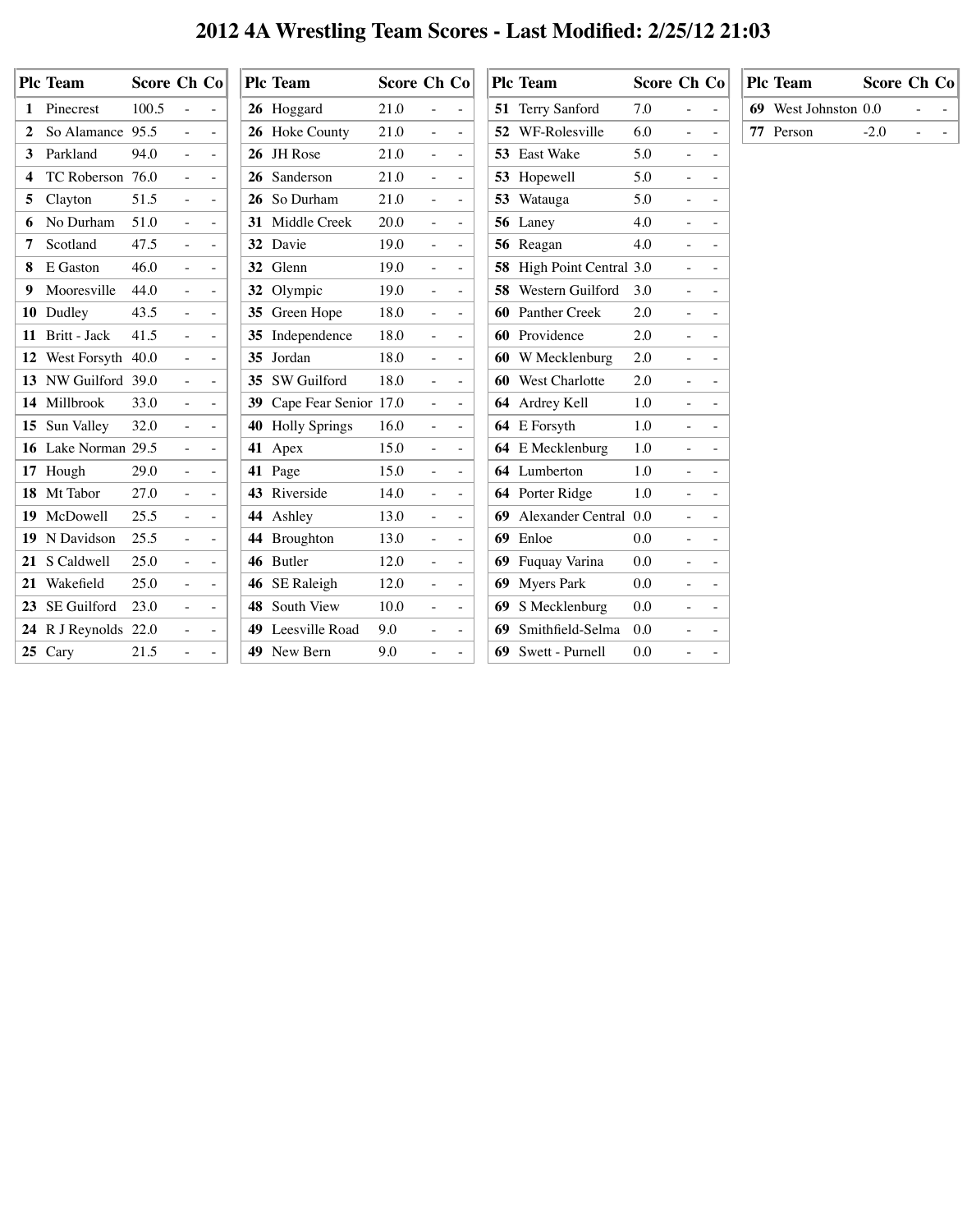# 2012 4A Wrestling Team Scores - Last Modified: 2/25/12 21:03

| Plc | Team | Score | Ch | Co |
|---|---|---|---|---|
| 1 | Pinecrest | 100.5 | - | - |
| 2 | So Alamance | 95.5 | - | - |
| 3 | Parkland | 94.0 | - | - |
| 4 | TC Roberson | 76.0 | - | - |
| 5 | Clayton | 51.5 | - | - |
| 6 | No Durham | 51.0 | - | - |
| 7 | Scotland | 47.5 | - | - |
| 8 | E Gaston | 46.0 | - | - |
| 9 | Mooresville | 44.0 | - | - |
| 10 | Dudley | 43.5 | - | - |
| 11 | Britt - Jack | 41.5 | - | - |
| 12 | West Forsyth | 40.0 | - | - |
| 13 | NW Guilford | 39.0 | - | - |
| 14 | Millbrook | 33.0 | - | - |
| 15 | Sun Valley | 32.0 | - | - |
| 16 | Lake Norman | 29.5 | - | - |
| 17 | Hough | 29.0 | - | - |
| 18 | Mt Tabor | 27.0 | - | - |
| 19 | McDowell | 25.5 | - | - |
| 19 | N Davidson | 25.5 | - | - |
| 21 | S Caldwell | 25.0 | - | - |
| 21 | Wakefield | 25.0 | - | - |
| 23 | SE Guilford | 23.0 | - | - |
| 24 | R J Reynolds | 22.0 | - | - |
| 25 | Cary | 21.5 | - | - |
| 26 | Hoggard | 21.0 | - | - |
| 26 | Hoke County | 21.0 | - | - |
| 26 | JH Rose | 21.0 | - | - |
| 26 | Sanderson | 21.0 | - | - |
| 26 | So Durham | 21.0 | - | - |
| 31 | Middle Creek | 20.0 | - | - |
| 32 | Davie | 19.0 | - | - |
| 32 | Glenn | 19.0 | - | - |
| 32 | Olympic | 19.0 | - | - |
| 35 | Green Hope | 18.0 | - | - |
| 35 | Independence | 18.0 | - | - |
| 35 | Jordan | 18.0 | - | - |
| 35 | SW Guilford | 18.0 | - | - |
| 39 | Cape Fear Senior | 17.0 | - | - |
| 40 | Holly Springs | 16.0 | - | - |
| 41 | Apex | 15.0 | - | - |
| 41 | Page | 15.0 | - | - |
| 43 | Riverside | 14.0 | - | - |
| 44 | Ashley | 13.0 | - | - |
| 44 | Broughton | 13.0 | - | - |
| 46 | Butler | 12.0 | - | - |
| 46 | SE Raleigh | 12.0 | - | - |
| 48 | South View | 10.0 | - | - |
| 49 | Leesville Road | 9.0 | - | - |
| 49 | New Bern | 9.0 | - | - |
| 51 | Terry Sanford | 7.0 | - | - |
| 52 | WF-Rolesville | 6.0 | - | - |
| 53 | East Wake | 5.0 | - | - |
| 53 | Hopewell | 5.0 | - | - |
| 53 | Watauga | 5.0 | - | - |
| 56 | Laney | 4.0 | - | - |
| 56 | Reagan | 4.0 | - | - |
| 58 | High Point Central | 3.0 | - | - |
| 58 | Western Guilford | 3.0 | - | - |
| 60 | Panther Creek | 2.0 | - | - |
| 60 | Providence | 2.0 | - | - |
| 60 | W Mecklenburg | 2.0 | - | - |
| 60 | West Charlotte | 2.0 | - | - |
| 64 | Ardrey Kell | 1.0 | - | - |
| 64 | E Forsyth | 1.0 | - | - |
| 64 | E Mecklenburg | 1.0 | - | - |
| 64 | Lumberton | 1.0 | - | - |
| 64 | Porter Ridge | 1.0 | - | - |
| 69 | Alexander Central | 0.0 | - | - |
| 69 | Enloe | 0.0 | - | - |
| 69 | Fuquay Varina | 0.0 | - | - |
| 69 | Myers Park | 0.0 | - | - |
| 69 | S Mecklenburg | 0.0 | - | - |
| 69 | Smithfield-Selma | 0.0 | - | - |
| 69 | Swett - Purnell | 0.0 | - | - |
| 69 | West Johnston | 0.0 | - | - |
| 77 | Person | -2.0 | - | - |